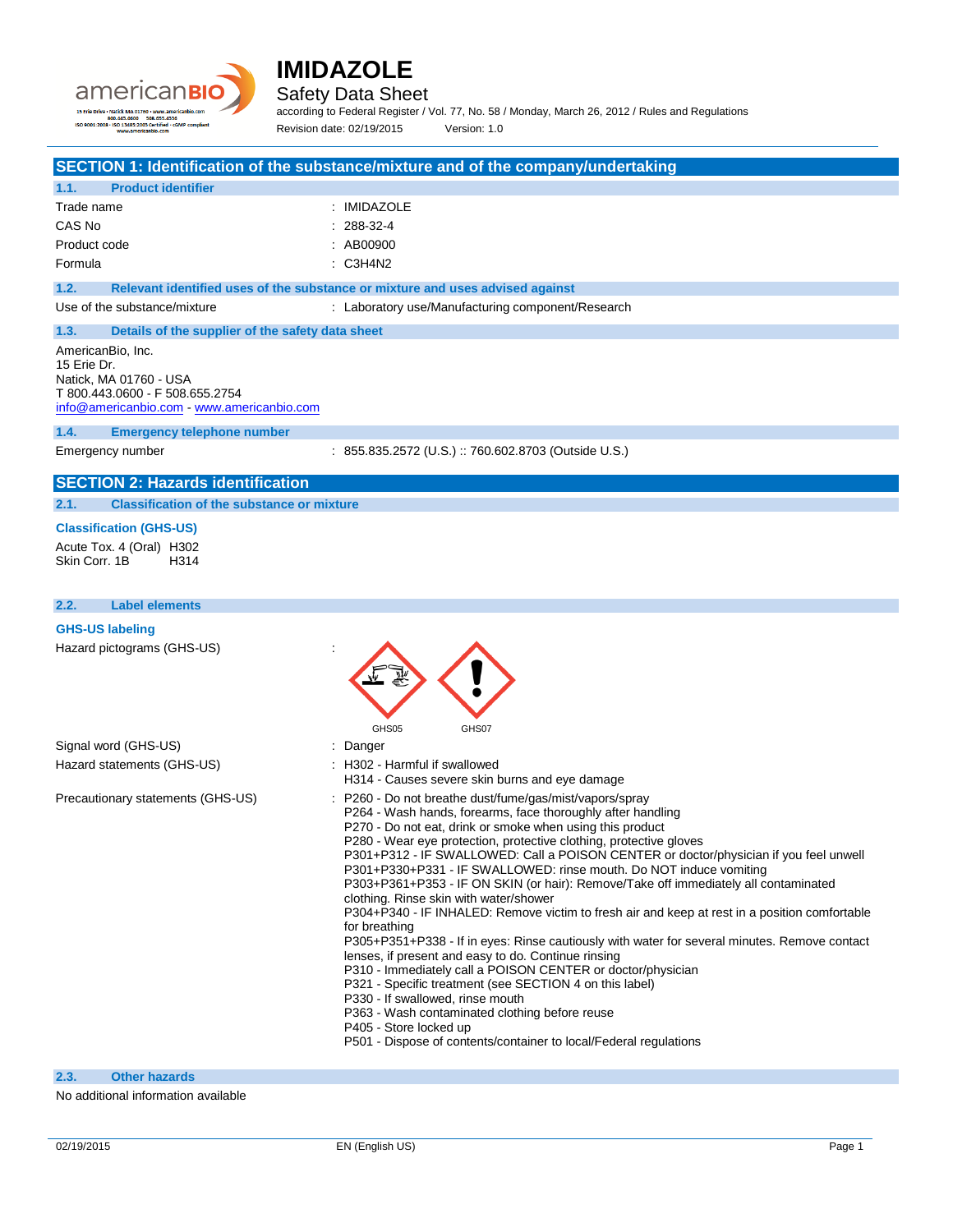# IMIDAZOLE

## Safety Data Sheet

according to Federal Register / Vol. 77, No. 58 / Monday, March 26, 2012 / Rules and Regulations

Revision date: 02/19/2015 Version: 1.0

## SECTION 1: Identification of the substance/mixture and of the company/undertaking

### 1.1. Product identifier

| | |
|---|---|
| Trade name | : IMIDAZOLE |
| CAS No | : 288-32-4 |
| Product code | : AB00900 |
| Formula | : C3H4N2 |

### 1.2. Relevant identified uses of the substance or mixture and uses advised against

Use of the substance/mixture : Laboratory use/Manufacturing component/Research

### 1.3. Details of the supplier of the safety data sheet

AmericanBio, Inc.
15 Erie Dr.
Natick, MA 01760 - USA
T 800.443.0600 - F 508.655.2754
info@americanbio.com - www.americanbio.com

### 1.4. Emergency telephone number

Emergency number : 855.835.2572 (U.S.) :: 760.602.8703 (Outside U.S.)

## SECTION 2: Hazards identification

### 2.1. Classification of the substance or mixture

**Classification (GHS-US)**

Acute Tox. 4 (Oral) H302
Skin Corr. 1B H314

### 2.2. Label elements

**GHS-US labeling**

Hazard pictograms (GHS-US) : GHS05 GHS07

Signal word (GHS-US) : Danger

Hazard statements (GHS-US) :
- H302 - Harmful if swallowed
- H314 - Causes severe skin burns and eye damage

Precautionary statements (GHS-US) :
- P260 - Do not breathe dust/fume/gas/mist/vapors/spray
- P264 - Wash hands, forearms, face thoroughly after handling
- P270 - Do not eat, drink or smoke when using this product
- P280 - Wear eye protection, protective clothing, protective gloves
- P301+P312 - IF SWALLOWED: Call a POISON CENTER or doctor/physician if you feel unwell
- P301+P330+P331 - IF SWALLOWED: rinse mouth. Do NOT induce vomiting
- P303+P361+P353 - IF ON SKIN (or hair): Remove/Take off immediately all contaminated clothing. Rinse skin with water/shower
- P304+P340 - IF INHALED: Remove victim to fresh air and keep at rest in a position comfortable for breathing
- P305+P351+P338 - If in eyes: Rinse cautiously with water for several minutes. Remove contact lenses, if present and easy to do. Continue rinsing
- P310 - Immediately call a POISON CENTER or doctor/physician
- P321 - Specific treatment (see SECTION 4 on this label)
- P330 - If swallowed, rinse mouth
- P363 - Wash contaminated clothing before reuse
- P405 - Store locked up
- P501 - Dispose of contents/container to local/Federal regulations

### 2.3. Other hazards

No additional information available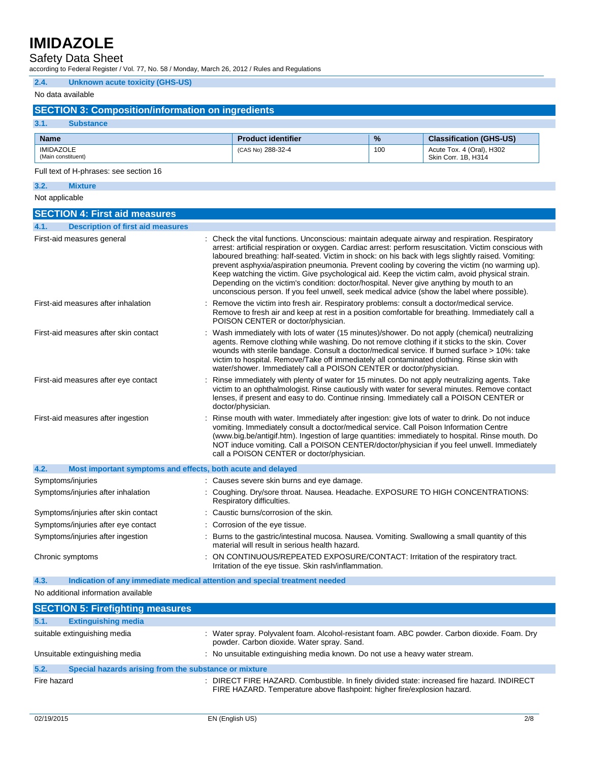### 2.4. Unknown acute toxicity (GHS-US)

No data available

## SECTION 3: Composition/information on ingredients

### 3.1. Substance

| Name | Product identifier | % | Classification (GHS-US) |
|---|---|---|---|
| IMIDAZOLE (Main constituent) | (CAS No) 288-32-4 | 100 | Acute Tox. 4 (Oral), H302 Skin Corr. 1B, H314 |

Full text of H-phrases: see section 16

### 3.2. Mixture

Not applicable

## SECTION 4: First aid measures

### 4.1. Description of first aid measures

First-aid measures general : Check the vital functions. Unconscious: maintain adequate airway and respiration. Respiratory arrest: artificial respiration or oxygen. Cardiac arrest: perform resuscitation. Victim conscious with laboured breathing: half-seated. Victim in shock: on his back with legs slightly raised. Vomiting: prevent asphyxia/aspiration pneumonia. Prevent cooling by covering the victim (no warming up). Keep watching the victim. Give psychological aid. Keep the victim calm, avoid physical strain. Depending on the victim's condition: doctor/hospital. Never give anything by mouth to an unconscious person. If you feel unwell, seek medical advice (show the label where possible).

First-aid measures after inhalation : Remove the victim into fresh air. Respiratory problems: consult a doctor/medical service. Remove to fresh air and keep at rest in a position comfortable for breathing. Immediately call a POISON CENTER or doctor/physician.

First-aid measures after skin contact : Wash immediately with lots of water (15 minutes)/shower. Do not apply (chemical) neutralizing agents. Remove clothing while washing. Do not remove clothing if it sticks to the skin. Cover wounds with sterile bandage. Consult a doctor/medical service. If burned surface > 10%: take victim to hospital. Remove/Take off immediately all contaminated clothing. Rinse skin with water/shower. Immediately call a POISON CENTER or doctor/physician.

First-aid measures after eye contact : Rinse immediately with plenty of water for 15 minutes. Do not apply neutralizing agents. Take victim to an ophthalmologist. Rinse cautiously with water for several minutes. Remove contact lenses, if present and easy to do. Continue rinsing. Immediately call a POISON CENTER or doctor/physician.

First-aid measures after ingestion : Rinse mouth with water. Immediately after ingestion: give lots of water to drink. Do not induce vomiting. Immediately consult a doctor/medical service. Call Poison Information Centre (www.big.be/antigif.htm). Ingestion of large quantities: immediately to hospital. Rinse mouth. Do NOT induce vomiting. Call a POISON CENTER/doctor/physician if you feel unwell. Immediately call a POISON CENTER or doctor/physician.

### 4.2. Most important symptoms and effects, both acute and delayed

Symptoms/injuries : Causes severe skin burns and eye damage.

Symptoms/injuries after inhalation : Coughing. Dry/sore throat. Nausea. Headache. EXPOSURE TO HIGH CONCENTRATIONS: Respiratory difficulties.

Symptoms/injuries after skin contact : Caustic burns/corrosion of the skin.

Symptoms/injuries after eye contact : Corrosion of the eye tissue.

Symptoms/injuries after ingestion : Burns to the gastric/intestinal mucosa. Nausea. Vomiting. Swallowing a small quantity of this material will result in serious health hazard.

Chronic symptoms : ON CONTINUOUS/REPEATED EXPOSURE/CONTACT: Irritation of the respiratory tract. Irritation of the eye tissue. Skin rash/inflammation.

### 4.3. Indication of any immediate medical attention and special treatment needed

No additional information available

## SECTION 5: Firefighting measures

### 5.1. Extinguishing media

suitable extinguishing media : Water spray. Polyvalent foam. Alcohol-resistant foam. ABC powder. Carbon dioxide. Foam. Dry powder. Carbon dioxide. Water spray. Sand.

Unsuitable extinguishing media : No unsuitable extinguishing media known. Do not use a heavy water stream.

### 5.2. Special hazards arising from the substance or mixture

Fire hazard : DIRECT FIRE HAZARD. Combustible. In finely divided state: increased fire hazard. INDIRECT FIRE HAZARD. Temperature above flashpoint: higher fire/explosion hazard.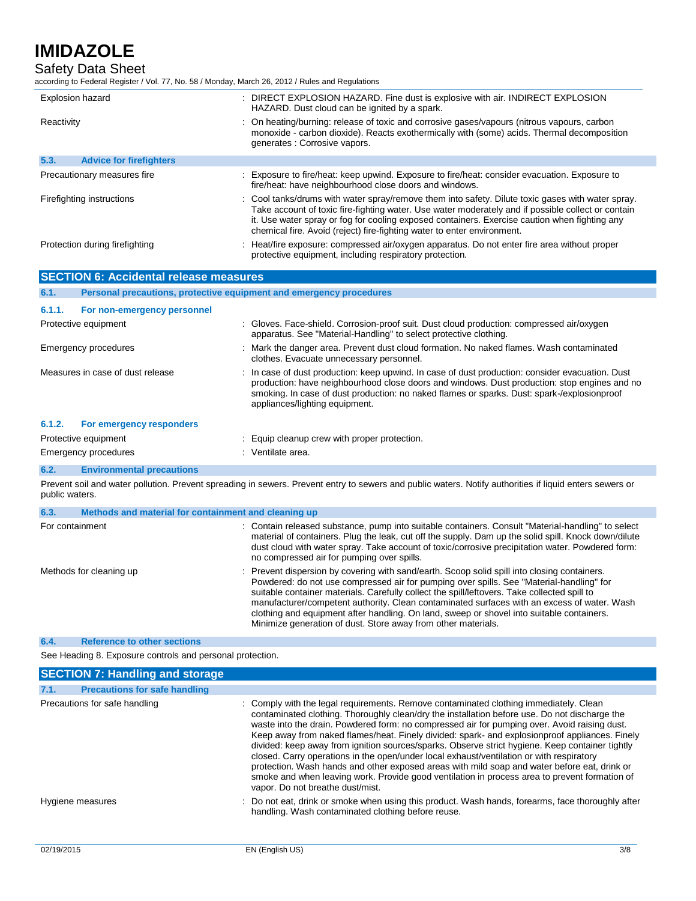| | |
|---|---|
| Explosion hazard | : DIRECT EXPLOSION HAZARD. Fine dust is explosive with air. INDIRECT EXPLOSION HAZARD. Dust cloud can be ignited by a spark. |
| Reactivity | : On heating/burning: release of toxic and corrosive gases/vapours (nitrous vapours, carbon monoxide - carbon dioxide). Reacts exothermically with (some) acids. Thermal decomposition generates : Corrosive vapors. |

### 5.3. Advice for firefighters

| | |
|---|---|
| Precautionary measures fire | : Exposure to fire/heat: keep upwind. Exposure to fire/heat: consider evacuation. Exposure to fire/heat: have neighbourhood close doors and windows. |
| Firefighting instructions | : Cool tanks/drums with water spray/remove them into safety. Dilute toxic gases with water spray. Take account of toxic fire-fighting water. Use water moderately and if possible collect or contain it. Use water spray or fog for cooling exposed containers. Exercise caution when fighting any chemical fire. Avoid (reject) fire-fighting water to enter environment. |
| Protection during firefighting | : Heat/fire exposure: compressed air/oxygen apparatus. Do not enter fire area without proper protective equipment, including respiratory protection. |

## SECTION 6: Accidental release measures

### 6.1. Personal precautions, protective equipment and emergency procedures

#### 6.1.1. For non-emergency personnel

| | |
|---|---|
| Protective equipment | : Gloves. Face-shield. Corrosion-proof suit. Dust cloud production: compressed air/oxygen apparatus. See "Material-Handling" to select protective clothing. |
| Emergency procedures | : Mark the danger area. Prevent dust cloud formation. No naked flames. Wash contaminated clothes. Evacuate unnecessary personnel. |
| Measures in case of dust release | : In case of dust production: keep upwind. In case of dust production: consider evacuation. Dust production: have neighbourhood close doors and windows. Dust production: stop engines and no smoking. In case of dust production: no naked flames or sparks. Dust: spark-/explosionproof appliances/lighting equipment. |

#### 6.1.2. For emergency responders

| | |
|---|---|
| Protective equipment | : Equip cleanup crew with proper protection. |
| Emergency procedures | : Ventilate area. |

### 6.2. Environmental precautions

Prevent soil and water pollution. Prevent spreading in sewers. Prevent entry to sewers and public waters. Notify authorities if liquid enters sewers or public waters.

### 6.3. Methods and material for containment and cleaning up

| | |
|---|---|
| For containment | : Contain released substance, pump into suitable containers. Consult "Material-handling" to select material of containers. Plug the leak, cut off the supply. Dam up the solid spill. Knock down/dilute dust cloud with water spray. Take account of toxic/corrosive precipitation water. Powdered form: no compressed air for pumping over spills. |
| Methods for cleaning up | : Prevent dispersion by covering with sand/earth. Scoop solid spill into closing containers. Powdered: do not use compressed air for pumping over spills. See "Material-handling" for suitable container materials. Carefully collect the spill/leftovers. Take collected spill to manufacturer/competent authority. Clean contaminated surfaces with an excess of water. Wash clothing and equipment after handling. On land, sweep or shovel into suitable containers. Minimize generation of dust. Store away from other materials. |

### 6.4. Reference to other sections

See Heading 8. Exposure controls and personal protection.

## SECTION 7: Handling and storage

### 7.1. Precautions for safe handling

| | |
|---|---|
| Precautions for safe handling | : Comply with the legal requirements. Remove contaminated clothing immediately. Clean contaminated clothing. Thoroughly clean/dry the installation before use. Do not discharge the waste into the drain. Powdered form: no compressed air for pumping over. Avoid raising dust. Keep away from naked flames/heat. Finely divided: spark- and explosionproof appliances. Finely divided: keep away from ignition sources/sparks. Observe strict hygiene. Keep container tightly closed. Carry operations in the open/under local exhaust/ventilation or with respiratory protection. Wash hands and other exposed areas with mild soap and water before eat, drink or smoke and when leaving work. Provide good ventilation in process area to prevent formation of vapor. Do not breathe dust/mist. |
| Hygiene measures | : Do not eat, drink or smoke when using this product. Wash hands, forearms, face thoroughly after handling. Wash contaminated clothing before reuse. |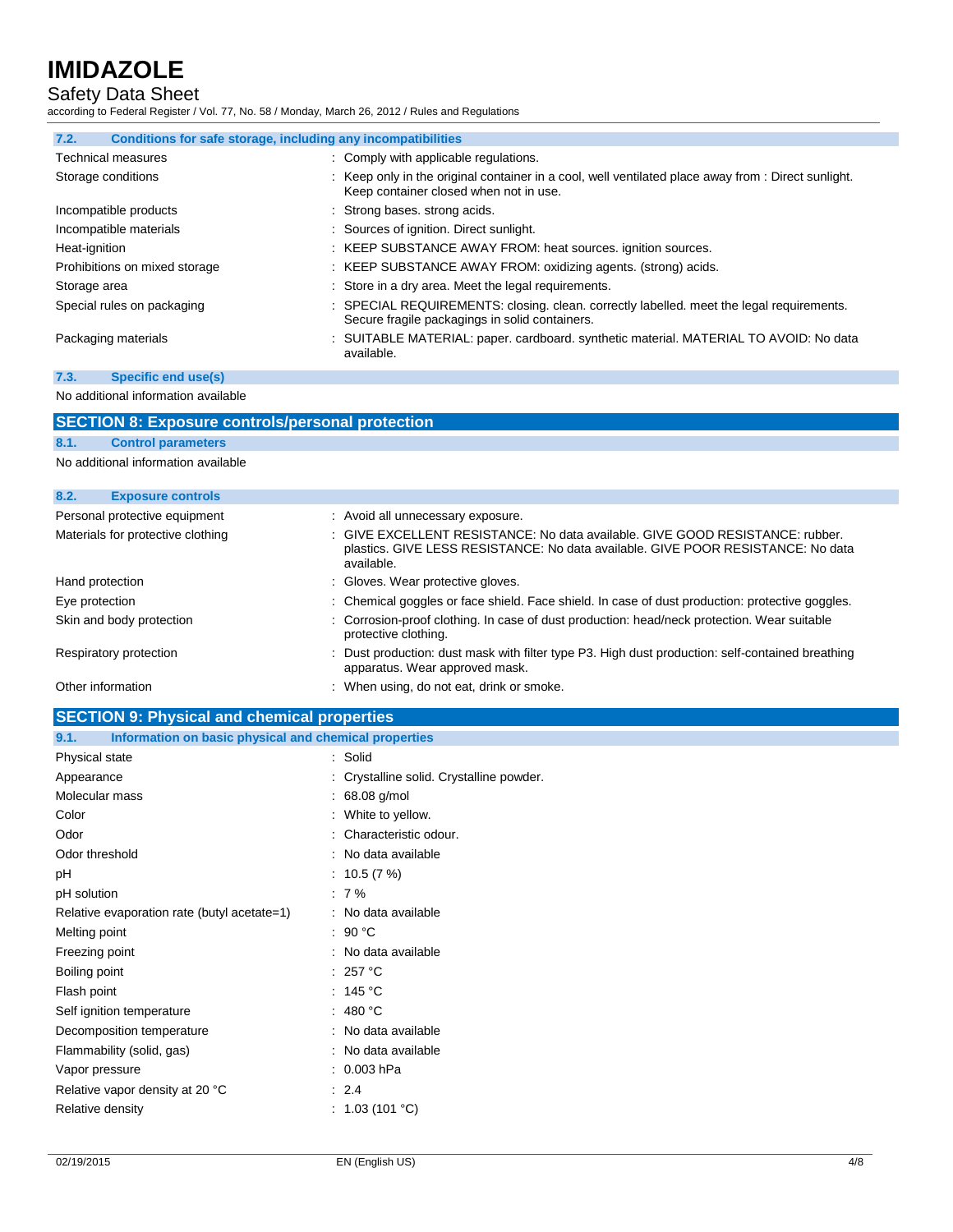### 7.2. Conditions for safe storage, including any incompatibilities

| | |
|---|---|
| Technical measures | : Comply with applicable regulations. |
| Storage conditions | : Keep only in the original container in a cool, well ventilated place away from : Direct sunlight. Keep container closed when not in use. |
| Incompatible products | : Strong bases. strong acids. |
| Incompatible materials | : Sources of ignition. Direct sunlight. |
| Heat-ignition | : KEEP SUBSTANCE AWAY FROM: heat sources. ignition sources. |
| Prohibitions on mixed storage | : KEEP SUBSTANCE AWAY FROM: oxidizing agents. (strong) acids. |
| Storage area | : Store in a dry area. Meet the legal requirements. |
| Special rules on packaging | : SPECIAL REQUIREMENTS: closing. clean. correctly labelled. meet the legal requirements. Secure fragile packagings in solid containers. |
| Packaging materials | : SUITABLE MATERIAL: paper. cardboard. synthetic material. MATERIAL TO AVOID: No data available. |

### 7.3. Specific end use(s)

No additional information available

## SECTION 8: Exposure controls/personal protection

### 8.1. Control parameters

No additional information available

### 8.2. Exposure controls

| | |
|---|---|
| Personal protective equipment | : Avoid all unnecessary exposure. |
| Materials for protective clothing | : GIVE EXCELLENT RESISTANCE: No data available. GIVE GOOD RESISTANCE: rubber. plastics. GIVE LESS RESISTANCE: No data available. GIVE POOR RESISTANCE: No data available. |
| Hand protection | : Gloves. Wear protective gloves. |
| Eye protection | : Chemical goggles or face shield. Face shield. In case of dust production: protective goggles. |
| Skin and body protection | : Corrosion-proof clothing. In case of dust production: head/neck protection. Wear suitable protective clothing. |
| Respiratory protection | : Dust production: dust mask with filter type P3. High dust production: self-contained breathing apparatus. Wear approved mask. |
| Other information | : When using, do not eat, drink or smoke. |

## SECTION 9: Physical and chemical properties

### 9.1. Information on basic physical and chemical properties

| | |
|---|---|
| Physical state | : Solid |
| Appearance | : Crystalline solid. Crystalline powder. |
| Molecular mass | : 68.08 g/mol |
| Color | : White to yellow. |
| Odor | : Characteristic odour. |
| Odor threshold | : No data available |
| pH | : 10.5 (7 %) |
| pH solution | : 7 % |
| Relative evaporation rate (butyl acetate=1) | : No data available |
| Melting point | : 90 °C |
| Freezing point | : No data available |
| Boiling point | : 257 °C |
| Flash point | : 145 °C |
| Self ignition temperature | : 480 °C |
| Decomposition temperature | : No data available |
| Flammability (solid, gas) | : No data available |
| Vapor pressure | : 0.003 hPa |
| Relative vapor density at 20 °C | : 2.4 |
| Relative density | : 1.03 (101 °C) |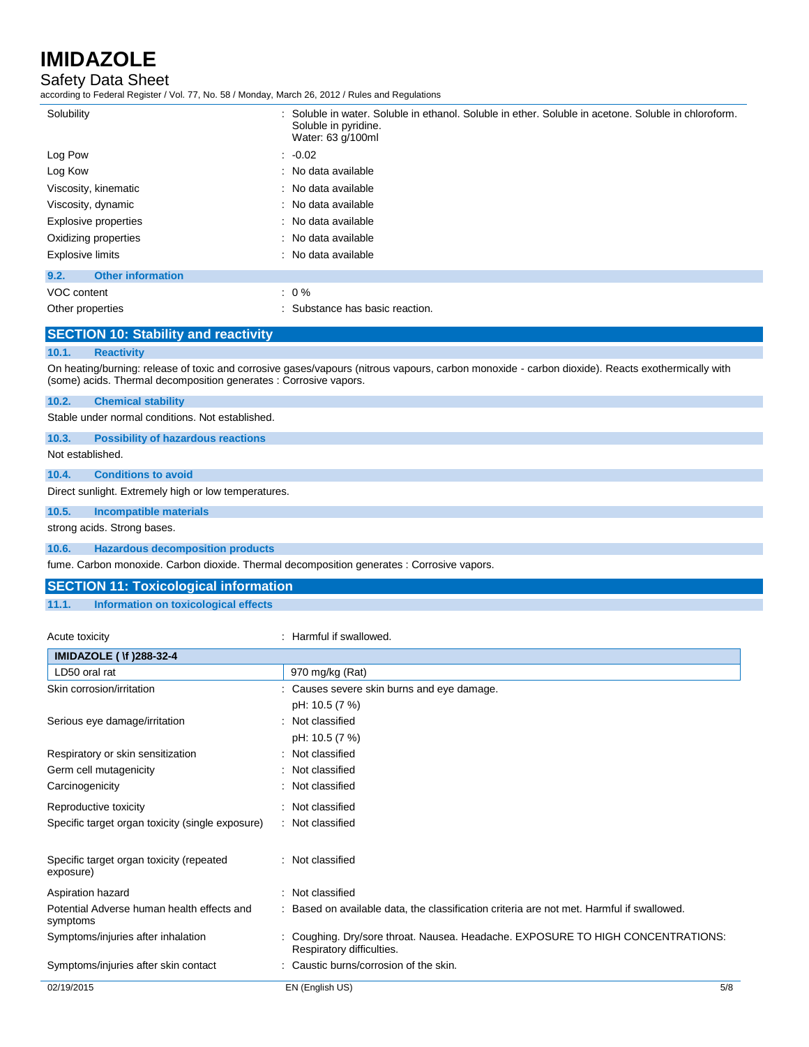| | |
|---|---|
| Solubility | : Soluble in water. Soluble in ethanol. Soluble in ether. Soluble in acetone. Soluble in chloroform. Soluble in pyridine. Water: 63 g/100ml |
| Log Pow | : -0.02 |
| Log Kow | : No data available |
| Viscosity, kinematic | : No data available |
| Viscosity, dynamic | : No data available |
| Explosive properties | : No data available |
| Oxidizing properties | : No data available |
| Explosive limits | : No data available |

### 9.2. Other information

| | |
|---|---|
| VOC content | : 0 % |
| Other properties | : Substance has basic reaction. |

## SECTION 10: Stability and reactivity

### 10.1. Reactivity

On heating/burning: release of toxic and corrosive gases/vapours (nitrous vapours, carbon monoxide - carbon dioxide). Reacts exothermically with (some) acids. Thermal decomposition generates : Corrosive vapors.

### 10.2. Chemical stability

Stable under normal conditions. Not established.

### 10.3. Possibility of hazardous reactions

Not established.

### 10.4. Conditions to avoid

Direct sunlight. Extremely high or low temperatures.

### 10.5. Incompatible materials

strong acids. Strong bases.

### 10.6. Hazardous decomposition products

fume. Carbon monoxide. Carbon dioxide. Thermal decomposition generates : Corrosive vapors.

## SECTION 11: Toxicological information

### 11.1. Information on toxicological effects

Acute toxicity : Harmful if swallowed.

| IMIDAZOLE ( \f )288-32-4 | |
|---|---|
| LD50 oral rat | 970 mg/kg (Rat) |

| | |
|---|---|
| Skin corrosion/irritation | : Causes severe skin burns and eye damage. pH: 10.5 (7 %) |
| Serious eye damage/irritation | : Not classified pH: 10.5 (7 %) |
| Respiratory or skin sensitization | : Not classified |
| Germ cell mutagenicity | : Not classified |
| Carcinogenicity | : Not classified |
| Reproductive toxicity | : Not classified |
| Specific target organ toxicity (single exposure) | : Not classified |
| Specific target organ toxicity (repeated exposure) | : Not classified |
| Aspiration hazard | : Not classified |
| Potential Adverse human health effects and symptoms | : Based on available data, the classification criteria are not met. Harmful if swallowed. |
| Symptoms/injuries after inhalation | : Coughing. Dry/sore throat. Nausea. Headache. EXPOSURE TO HIGH CONCENTRATIONS: Respiratory difficulties. |
| Symptoms/injuries after skin contact | : Caustic burns/corrosion of the skin. |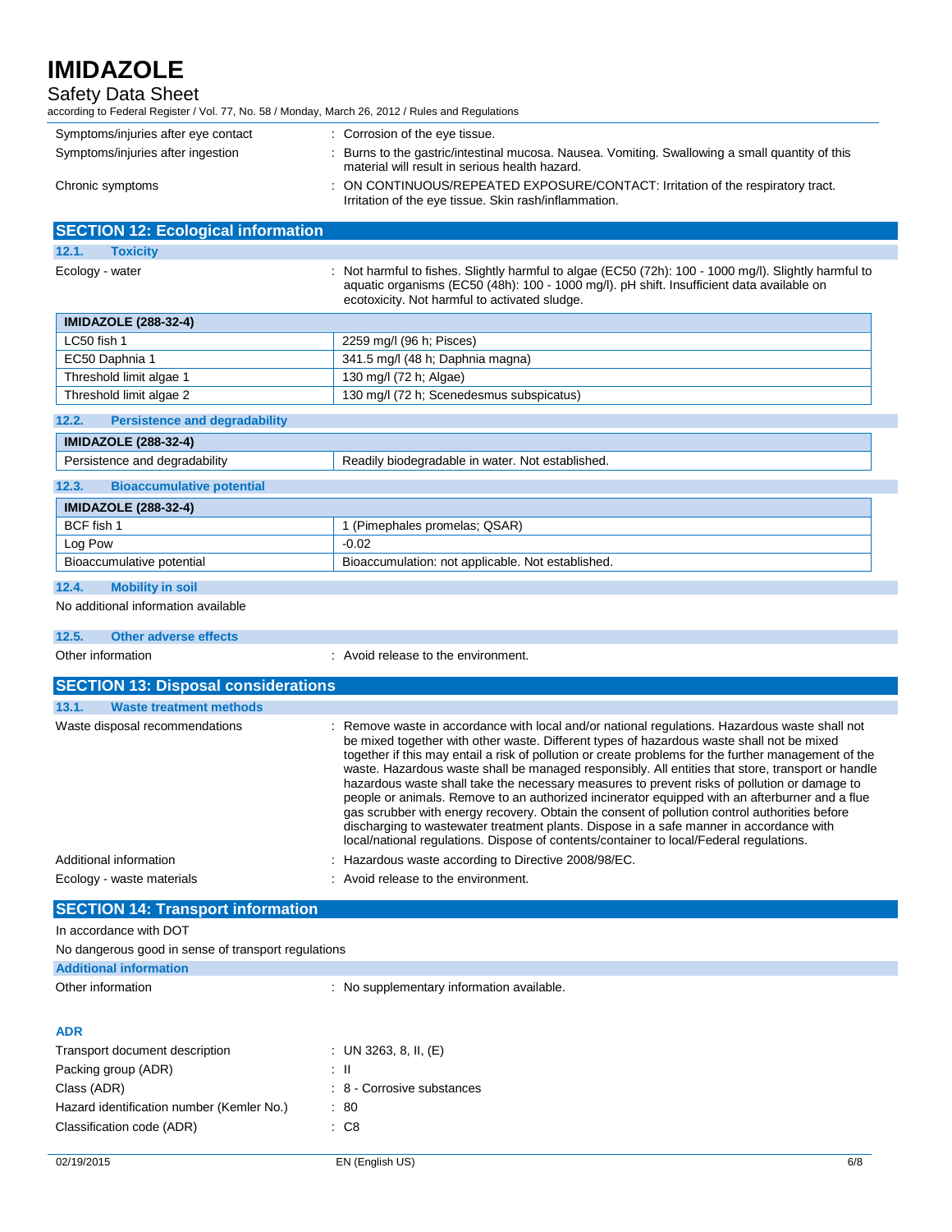| | |
|---|---|
| Symptoms/injuries after eye contact | : Corrosion of the eye tissue. |
| Symptoms/injuries after ingestion | : Burns to the gastric/intestinal mucosa. Nausea. Vomiting. Swallowing a small quantity of this material will result in serious health hazard. |
| Chronic symptoms | : ON CONTINUOUS/REPEATED EXPOSURE/CONTACT: Irritation of the respiratory tract. Irritation of the eye tissue. Skin rash/inflammation. |

## SECTION 12: Ecological information

### 12.1. Toxicity

Ecology - water : Not harmful to fishes. Slightly harmful to algae (EC50 (72h): 100 - 1000 mg/l). Slightly harmful to aquatic organisms (EC50 (48h): 100 - 1000 mg/l). pH shift. Insufficient data available on ecotoxicity. Not harmful to activated sludge.

| IMIDAZOLE (288-32-4) | |
|---|---|
| LC50 fish 1 | 2259 mg/l (96 h; Pisces) |
| EC50 Daphnia 1 | 341.5 mg/l (48 h; Daphnia magna) |
| Threshold limit algae 1 | 130 mg/l (72 h; Algae) |
| Threshold limit algae 2 | 130 mg/l (72 h; Scenedesmus subspicatus) |

### 12.2. Persistence and degradability

| IMIDAZOLE (288-32-4) | |
|---|---|
| Persistence and degradability | Readily biodegradable in water. Not established. |

### 12.3. Bioaccumulative potential

| IMIDAZOLE (288-32-4) | |
|---|---|
| BCF fish 1 | 1 (Pimephales promelas; QSAR) |
| Log Pow | -0.02 |
| Bioaccumulative potential | Bioaccumulation: not applicable. Not established. |

### 12.4. Mobility in soil

No additional information available

### 12.5. Other adverse effects

Other information : Avoid release to the environment.

## SECTION 13: Disposal considerations

### 13.1. Waste treatment methods

Waste disposal recommendations : Remove waste in accordance with local and/or national regulations. Hazardous waste shall not be mixed together with other waste. Different types of hazardous waste shall not be mixed together if this may entail a risk of pollution or create problems for the further management of the waste. Hazardous waste shall be managed responsibly. All entities that store, transport or handle hazardous waste shall take the necessary measures to prevent risks of pollution or damage to people or animals. Remove to an authorized incinerator equipped with an afterburner and a flue gas scrubber with energy recovery. Obtain the consent of pollution control authorities before discharging to wastewater treatment plants. Dispose in a safe manner in accordance with local/national regulations. Dispose of contents/container to local/Federal regulations.

Additional information : Hazardous waste according to Directive 2008/98/EC.

Ecology - waste materials : Avoid release to the environment.

## SECTION 14: Transport information

In accordance with DOT

No dangerous good in sense of transport regulations

### Additional information

Other information : No supplementary information available.

### ADR

| | |
|---|---|
| Transport document description | : UN 3263, 8, II, (E) |
| Packing group (ADR) | : II |
| Class (ADR) | : 8 - Corrosive substances |
| Hazard identification number (Kemler No.) | : 80 |
| Classification code (ADR) | : C8 |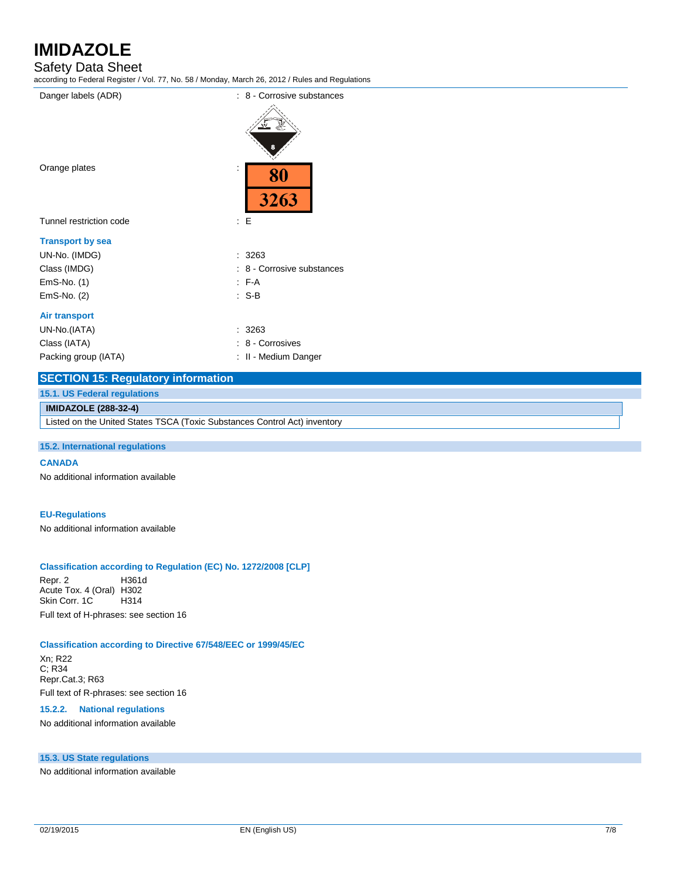Danger labels (ADR) : 8 - Corrosive substances

Orange plates : 80 / 3263

Tunnel restriction code : E

**Transport by sea**

UN-No. (IMDG) : 3263

Class (IMDG) : 8 - Corrosive substances

EmS-No. (1) : F-A

EmS-No. (2) : S-B

**Air transport**

UN-No.(IATA) : 3263

Class (IATA) : 8 - Corrosives

Packing group (IATA) : II - Medium Danger

## SECTION 15: Regulatory information

### 15.1. US Federal regulations

| IMIDAZOLE (288-32-4) |
|---|
| Listed on the United States TSCA (Toxic Substances Control Act) inventory |

### 15.2. International regulations

**CANADA**

No additional information available

**EU-Regulations**

No additional information available

**Classification according to Regulation (EC) No. 1272/2008 [CLP]**

| | |
|---|---|
| Repr. 2 | H361d |
| Acute Tox. 4 (Oral) | H302 |
| Skin Corr. 1C | H314 |

Full text of H-phrases: see section 16

**Classification according to Directive 67/548/EEC or 1999/45/EC**

Xn; R22
C; R34
Repr.Cat.3; R63

Full text of R-phrases: see section 16

#### 15.2.2. National regulations

No additional information available

### 15.3. US State regulations

No additional information available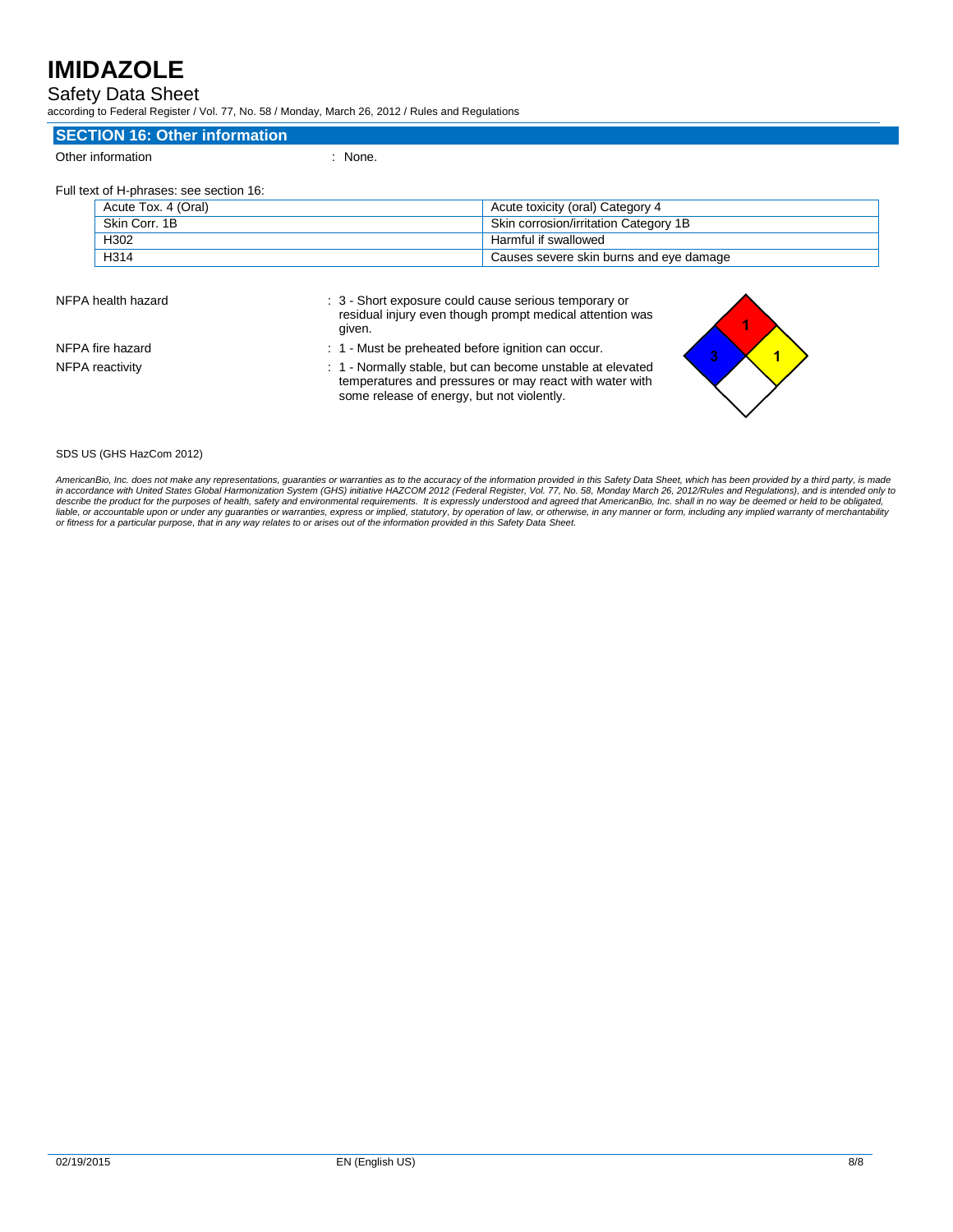## SECTION 16: Other information

Other information : None.

Full text of H-phrases: see section 16:

| | |
|---|---|
| Acute Tox. 4 (Oral) | Acute toxicity (oral) Category 4 |
| Skin Corr. 1B | Skin corrosion/irritation Category 1B |
| H302 | Harmful if swallowed |
| H314 | Causes severe skin burns and eye damage |

NFPA health hazard : 3 - Short exposure could cause serious temporary or residual injury even though prompt medical attention was given.

NFPA fire hazard : 1 - Must be preheated before ignition can occur.

NFPA reactivity : 1 - Normally stable, but can become unstable at elevated temperatures and pressures or may react with water with some release of energy, but not violently.

1

3

1

SDS US (GHS HazCom 2012)

*AmericanBio, Inc. does not make any representations, guaranties or warranties as to the accuracy of the information provided in this Safety Data Sheet, which has been provided by a third party, is made in accordance with United States Global Harmonization System (GHS) initiative HAZCOM 2012 (Federal Register, Vol. 77, No. 58, Monday March 26, 2012/Rules and Regulations), and is intended only to describe the product for the purposes of health, safety and environmental requirements. It is expressly understood and agreed that AmericanBio, Inc. shall in no way be deemed or held to be obligated, liable, or accountable upon or under any guaranties or warranties, express or implied, statutory, by operation of law, or otherwise, in any manner or form, including any implied warranty of merchantability or fitness for a particular purpose, that in any way relates to or arises out of the information provided in this Safety Data Sheet.*